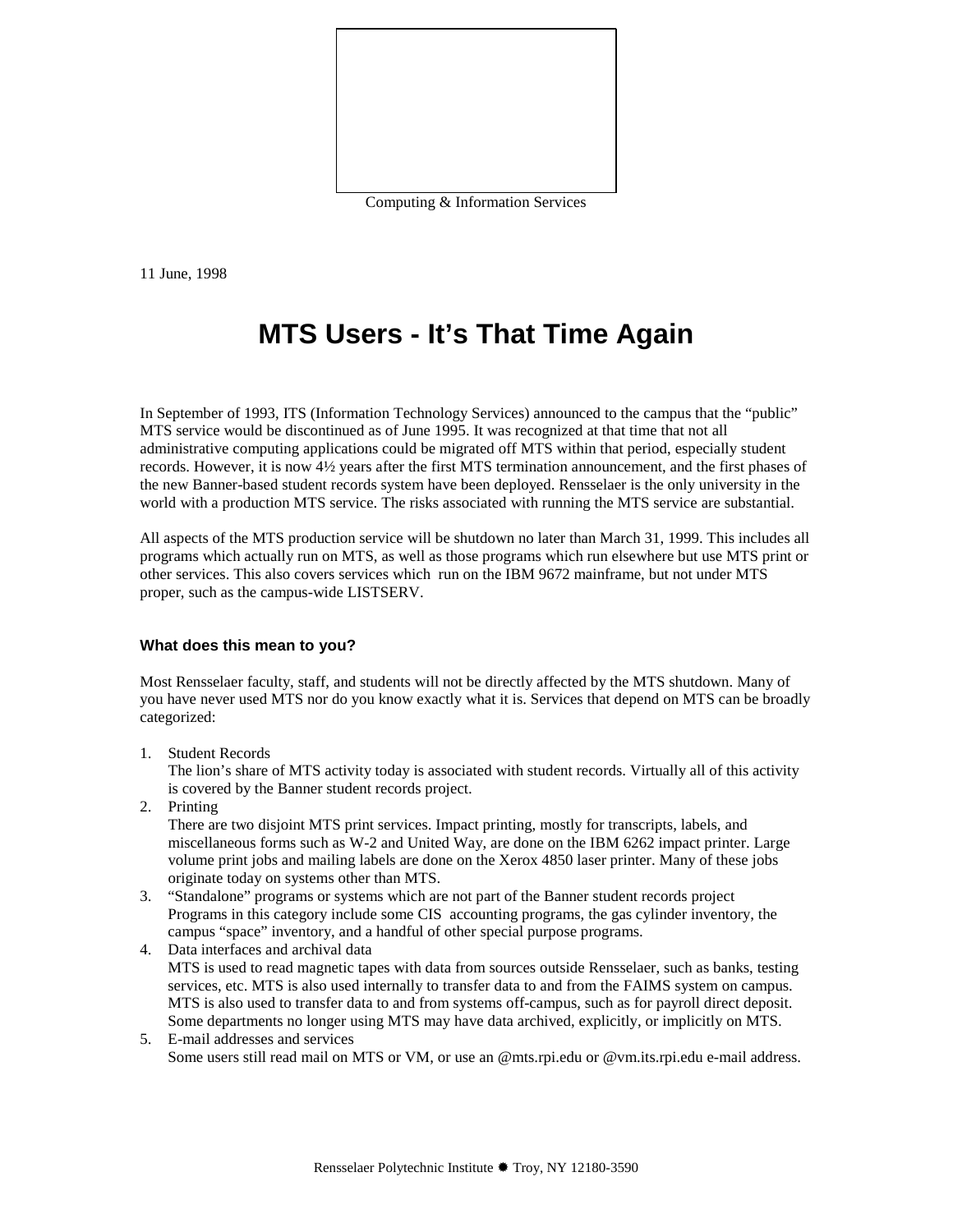Computing & Information Services

11 June, 1998

# MTS Users - It's That Time Again

In September of 1993, ITS (Information Technology Services) announced to the campus that the "public" MTS service would be discontinued as of June 1995. It was recognized at that time that not all administrative computing applications could be migrated off MTS within that period, especially student records. However, it is now 4½ years after the first MTS termination announcement, and the first phases of the new Banner-based student records system have been deployed. Rensselaer is the only university in the world with a production MTS service. The risks associated with running the MTS service are substantial.

All aspects of the MTS production service will be shutdown no later than March 31, 1999. This includes all programs which actually run on MTS, as well as those programs which run elsewhere but use MTS print or other services. This also covers services which run on the IBM 9672 mainframe, but not under MTS proper, such as the campus-wide LISTSERV.

### What does this mean to you?

Most Rensselaer faculty, staff, and students will not be directly affected by the MTS shutdown. Many of you have never used MTS nor do you know exactly what it is. Services that depend on MTS can be broadly categorized:

1. Student Records
   The lion's share of MTS activity today is associated with student records. Virtually all of this activity is covered by the Banner student records project.
2. Printing
   There are two disjoint MTS print services. Impact printing, mostly for transcripts, labels, and miscellaneous forms such as W-2 and United Way, are done on the IBM 6262 impact printer. Large volume print jobs and mailing labels are done on the Xerox 4850 laser printer. Many of these jobs originate today on systems other than MTS.
3. "Standalone" programs or systems which are not part of the Banner student records project
   Programs in this category include some CIS accounting programs, the gas cylinder inventory, the campus "space" inventory, and a handful of other special purpose programs.
4. Data interfaces and archival data
   MTS is used to read magnetic tapes with data from sources outside Rensselaer, such as banks, testing services, etc. MTS is also used internally to transfer data to and from the FAIMS system on campus. MTS is also used to transfer data to and from systems off-campus, such as for payroll direct deposit. Some departments no longer using MTS may have data archived, explicitly, or implicitly on MTS.
5. E-mail addresses and services
   Some users still read mail on MTS or VM, or use an @mts.rpi.edu or @vm.its.rpi.edu e-mail address.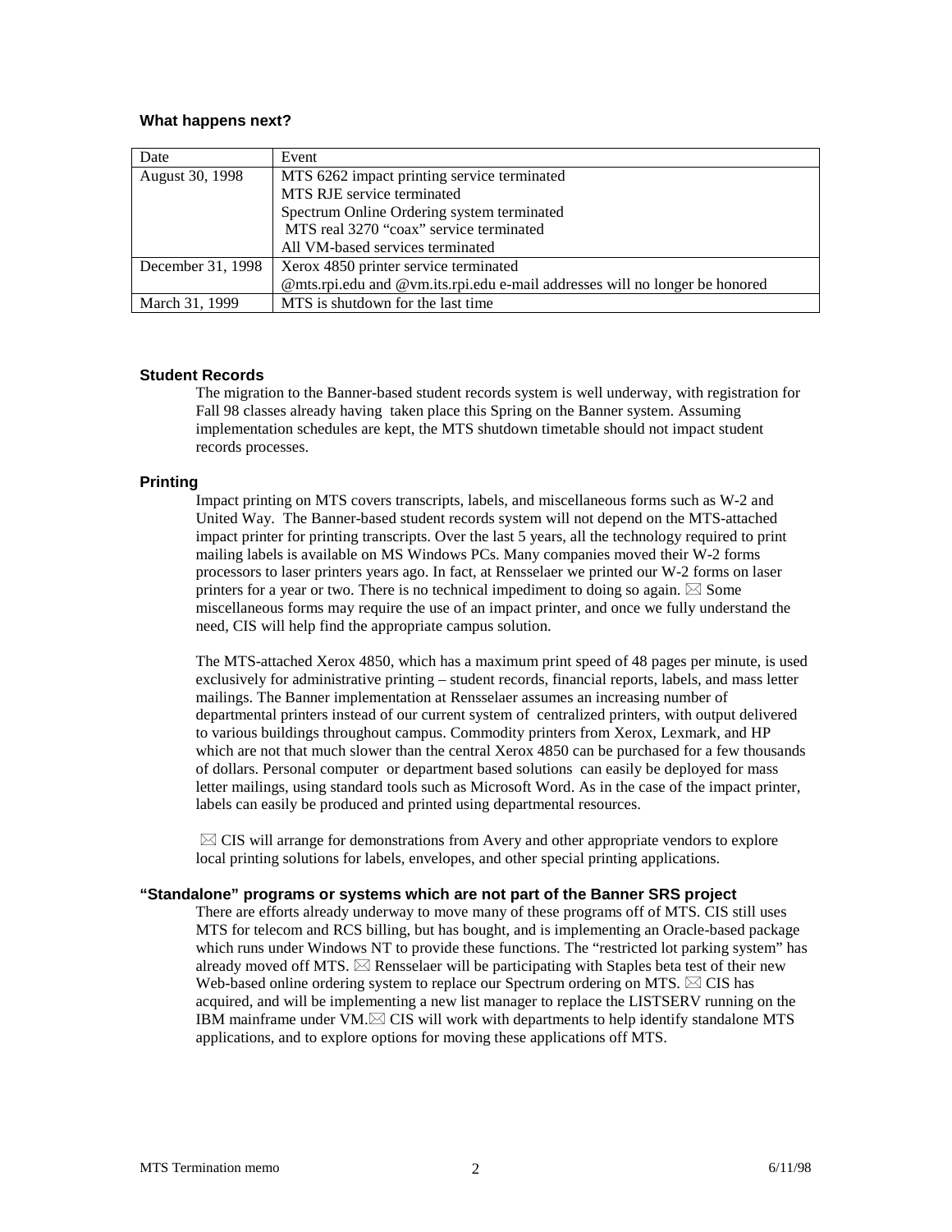### What happens next?

| Date | Event |
| --- | --- |
| August 30, 1998 | MTS 6262 impact printing service terminated<br>MTS RJE service terminated<br>Spectrum Online Ordering system terminated<br>MTS real 3270 "coax" service terminated<br>All VM-based services terminated |
| December 31, 1998 | Xerox 4850 printer service terminated<br>@mts.rpi.edu and @vm.its.rpi.edu e-mail addresses will no longer be honored |
| March 31, 1999 | MTS is shutdown for the last time |

### Student Records

The migration to the Banner-based student records system is well underway, with registration for Fall 98 classes already having taken place this Spring on the Banner system. Assuming implementation schedules are kept, the MTS shutdown timetable should not impact student records processes.

### Printing

Impact printing on MTS covers transcripts, labels, and miscellaneous forms such as W-2 and United Way. The Banner-based student records system will not depend on the MTS-attached impact printer for printing transcripts. Over the last 5 years, all the technology required to print mailing labels is available on MS Windows PCs. Many companies moved their W-2 forms processors to laser printers years ago. In fact, at Rensselaer we printed our W-2 forms on laser printers for a year or two. There is no technical impediment to doing so again. ⌧ Some miscellaneous forms may require the use of an impact printer, and once we fully understand the need, CIS will help find the appropriate campus solution.

The MTS-attached Xerox 4850, which has a maximum print speed of 48 pages per minute, is used exclusively for administrative printing – student records, financial reports, labels, and mass letter mailings. The Banner implementation at Rensselaer assumes an increasing number of departmental printers instead of our current system of centralized printers, with output delivered to various buildings throughout campus. Commodity printers from Xerox, Lexmark, and HP which are not that much slower than the central Xerox 4850 can be purchased for a few thousands of dollars. Personal computer or department based solutions can easily be deployed for mass letter mailings, using standard tools such as Microsoft Word. As in the case of the impact printer, labels can easily be produced and printed using departmental resources.

⌧ CIS will arrange for demonstrations from Avery and other appropriate vendors to explore local printing solutions for labels, envelopes, and other special printing applications.

### "Standalone" programs or systems which are not part of the Banner SRS project

There are efforts already underway to move many of these programs off of MTS. CIS still uses MTS for telecom and RCS billing, but has bought, and is implementing an Oracle-based package which runs under Windows NT to provide these functions. The "restricted lot parking system" has already moved off MTS. ⌧ Rensselaer will be participating with Staples beta test of their new Web-based online ordering system to replace our Spectrum ordering on MTS. ⌧ CIS has acquired, and will be implementing a new list manager to replace the LISTSERV running on the IBM mainframe under VM.⌧ CIS will work with departments to help identify standalone MTS applications, and to explore options for moving these applications off MTS.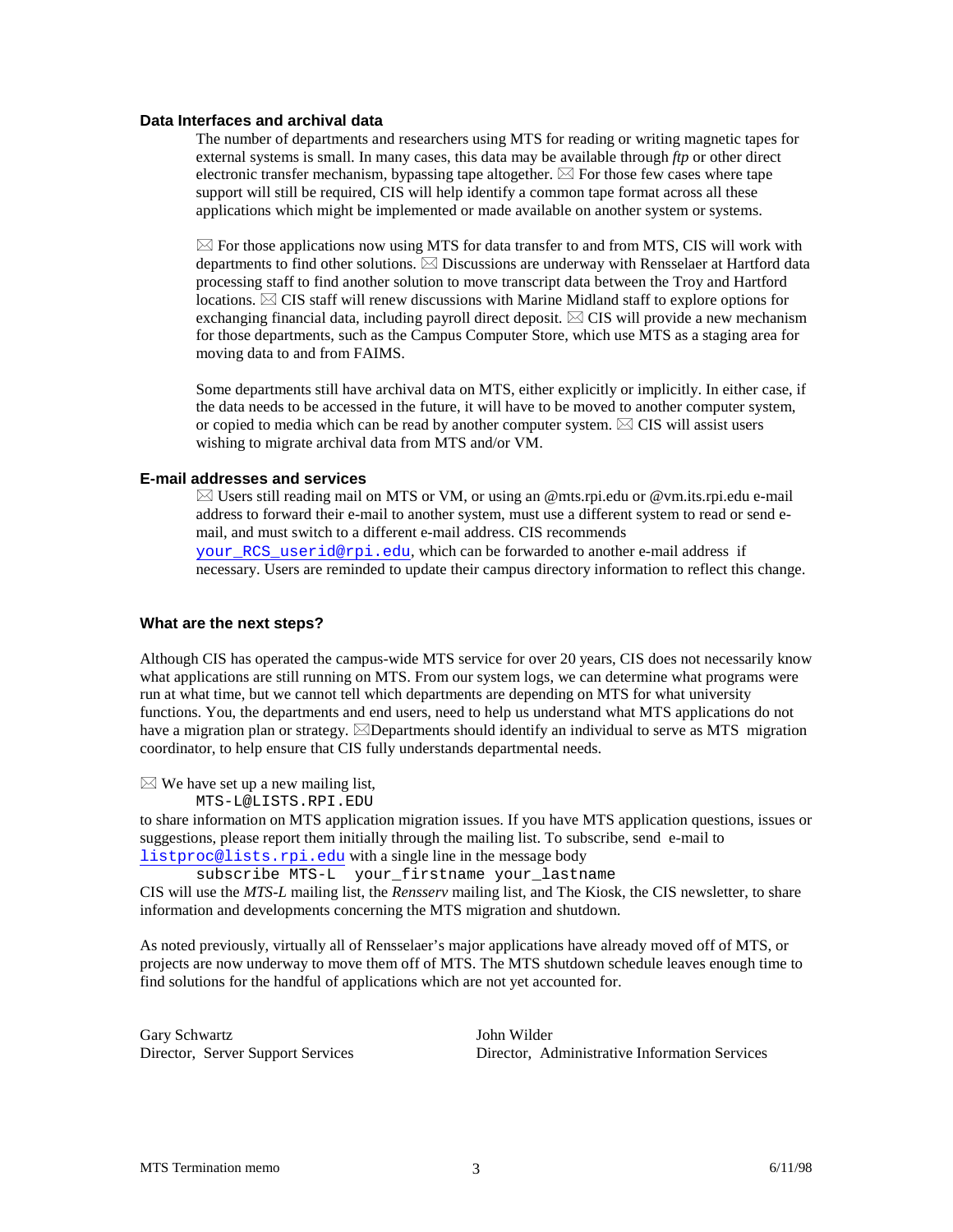### Data Interfaces and archival data

The number of departments and researchers using MTS for reading or writing magnetic tapes for external systems is small. In many cases, this data may be available through *ftp* or other direct electronic transfer mechanism, bypassing tape altogether. ⌧ For those few cases where tape support will still be required, CIS will help identify a common tape format across all these applications which might be implemented or made available on another system or systems.

⌧ For those applications now using MTS for data transfer to and from MTS, CIS will work with departments to find other solutions. ⌧ Discussions are underway with Rensselaer at Hartford data processing staff to find another solution to move transcript data between the Troy and Hartford locations. ⌧ CIS staff will renew discussions with Marine Midland staff to explore options for exchanging financial data, including payroll direct deposit. ⌧ CIS will provide a new mechanism for those departments, such as the Campus Computer Store, which use MTS as a staging area for moving data to and from FAIMS.

Some departments still have archival data on MTS, either explicitly or implicitly. In either case, if the data needs to be accessed in the future, it will have to be moved to another computer system, or copied to media which can be read by another computer system. ⌧ CIS will assist users wishing to migrate archival data from MTS and/or VM.

### E-mail addresses and services

⌧ Users still reading mail on MTS or VM, or using an @mts.rpi.edu or @vm.its.rpi.edu e-mail address to forward their e-mail to another system, must use a different system to read or send e-mail, and must switch to a different e-mail address. CIS recommends `your_RCS_userid@rpi.edu`, which can be forwarded to another e-mail address if necessary. Users are reminded to update their campus directory information to reflect this change.

### What are the next steps?

Although CIS has operated the campus-wide MTS service for over 20 years, CIS does not necessarily know what applications are still running on MTS. From our system logs, we can determine what programs were run at what time, but we cannot tell which departments are depending on MTS for what university functions. You, the departments and end users, need to help us understand what MTS applications do not have a migration plan or strategy. ⌧Departments should identify an individual to serve as MTS migration coordinator, to help ensure that CIS fully understands departmental needs.

⌧ We have set up a new mailing list,

```
MTS-L@LISTS.RPI.EDU
```

to share information on MTS application migration issues. If you have MTS application questions, issues or suggestions, please report them initially through the mailing list. To subscribe, send e-mail to `listproc@lists.rpi.edu` with a single line in the message body

```
subscribe MTS-L  your_firstname your_lastname
```

CIS will use the *MTS-L* mailing list, the *Rensserv* mailing list, and The Kiosk, the CIS newsletter, to share information and developments concerning the MTS migration and shutdown.

As noted previously, virtually all of Rensselaer's major applications have already moved off of MTS, or projects are now underway to move them off of MTS. The MTS shutdown schedule leaves enough time to find solutions for the handful of applications which are not yet accounted for.

Gary Schwartz
Director, Server Support Services

John Wilder
Director, Administrative Information Services